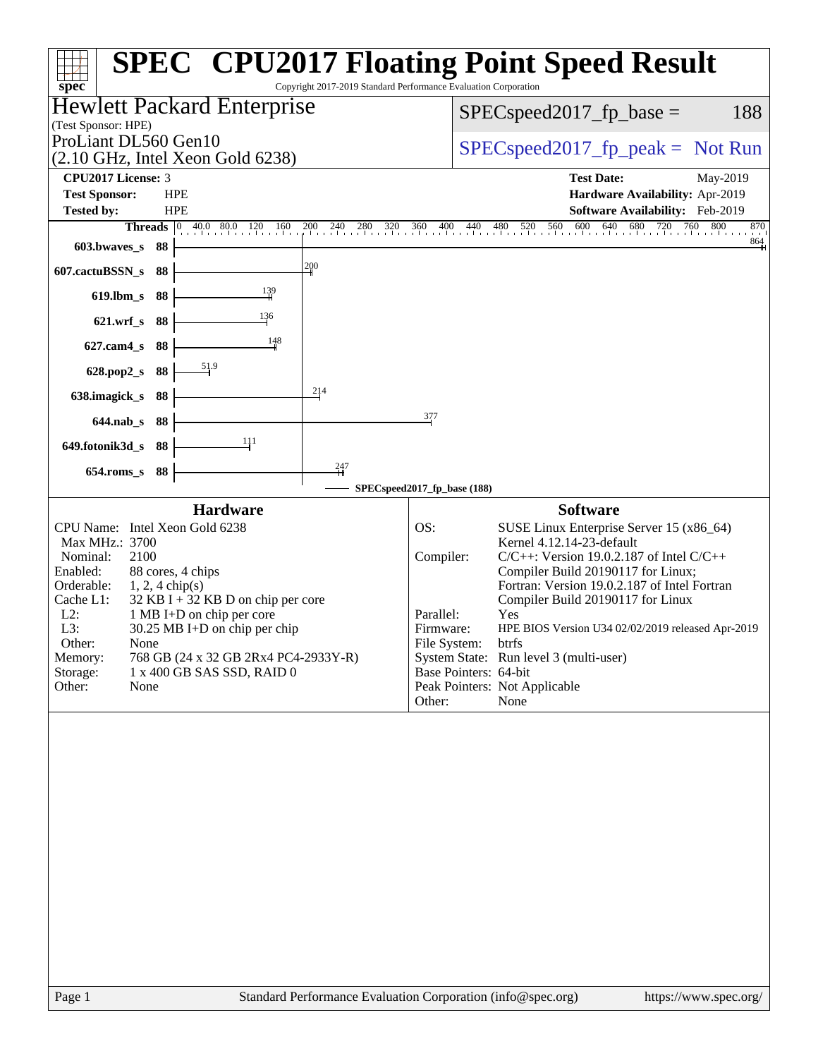# SPEC® CPU2017 Floating Point Speed Result

Copyright 2017-2019 Standard Performance Evaluation Corporation

**Hewlett Packard Enterprise**
(Test Sponsor: HPE)
ProLiant DL560 Gen10
(2.10 GHz, Intel Xeon Gold 6238)

SPECspeed2017_fp_base = 188

SPECspeed2017_fp_peak = Not Run

| | | | |
|---|---|---|---|
| **CPU2017 License:** | 3 | **Test Date:** | May-2019 |
| **Test Sponsor:** | HPE | **Hardware Availability:** | Apr-2019 |
| **Tested by:** | HPE | **Software Availability:** | Feb-2019 |

| Benchmark | Threads | SPECspeed2017_fp_base |
|---|---|---|
| 603.bwaves_s | 88 | 864 |
| 607.cactuBSSN_s | 88 | 200 |
| 619.lbm_s | 88 | 139 |
| 621.wrf_s | 88 | 136 |
| 627.cam4_s | 88 | 148 |
| 628.pop2_s | 88 | 51.9 |
| 638.imagick_s | 88 | 214 |
| 644.nab_s | 88 | 377 |
| 649.fotonik3d_s | 88 | 111 |
| 654.roms_s | 88 | 247 |

SPECspeed2017_fp_base (188)

## Hardware

| | |
|---|---|
| CPU Name: | Intel Xeon Gold 6238 |
| Max MHz.: | 3700 |
| Nominal: | 2100 |
| Enabled: | 88 cores, 4 chips |
| Orderable: | 1, 2, 4 chip(s) |
| Cache L1: | 32 KB I + 32 KB D on chip per core |
| L2: | 1 MB I+D on chip per core |
| L3: | 30.25 MB I+D on chip per chip |
| Other: | None |
| Memory: | 768 GB (24 x 32 GB 2Rx4 PC4-2933Y-R) |
| Storage: | 1 x 400 GB SAS SSD, RAID 0 |
| Other: | None |

## Software

| | |
|---|---|
| OS: | SUSE Linux Enterprise Server 15 (x86_64) Kernel 4.12.14-23-default |
| Compiler: | C/C++: Version 19.0.2.187 of Intel C/C++ Compiler Build 20190117 for Linux; Fortran: Version 19.0.2.187 of Intel Fortran Compiler Build 20190117 for Linux |
| Parallel: | Yes |
| Firmware: | HPE BIOS Version U34 02/02/2019 released Apr-2019 |
| File System: | btrfs |
| System State: | Run level 3 (multi-user) |
| Base Pointers: | 64-bit |
| Peak Pointers: | Not Applicable |
| Other: | None |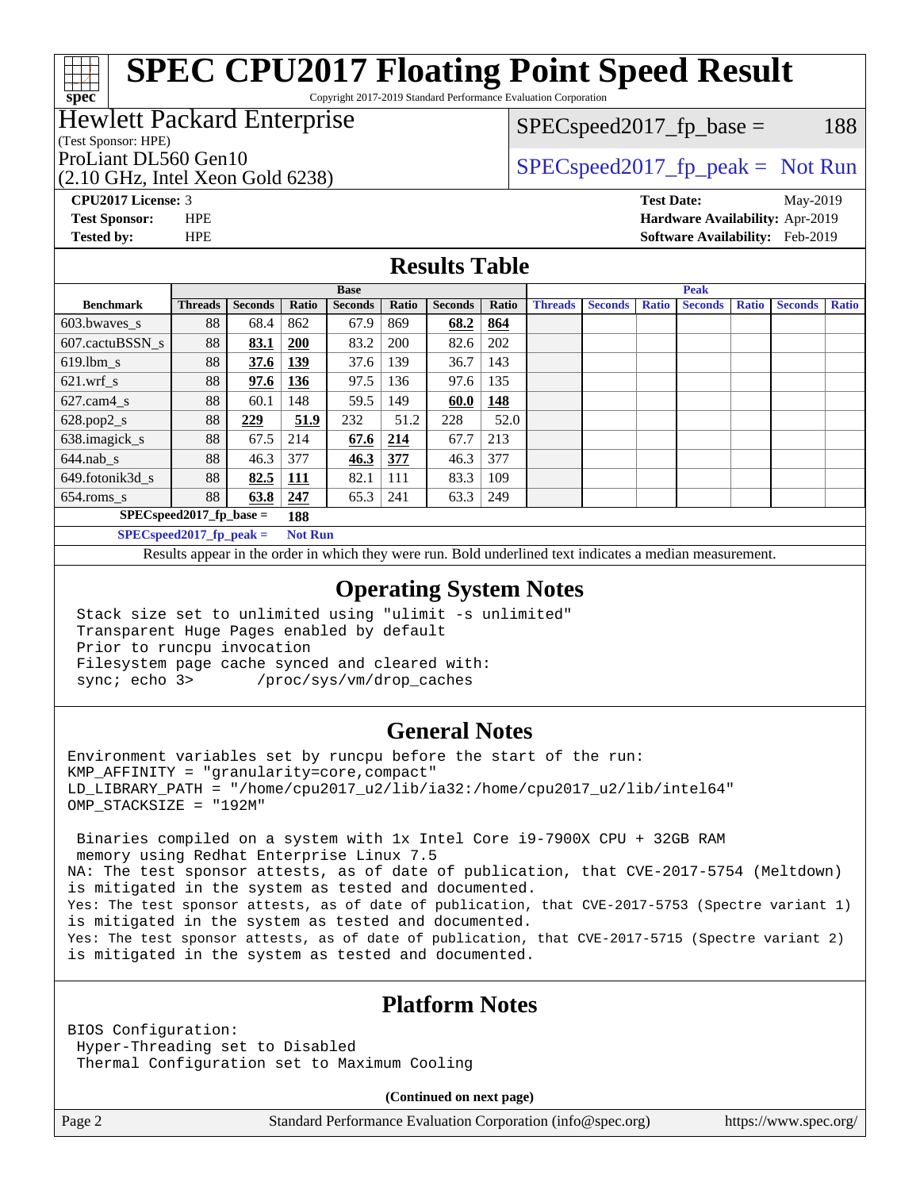# SPEC CPU2017 Floating Point Speed Result

Copyright 2017-2019 Standard Performance Evaluation Corporation

**Hewlett Packard Enterprise**
(Test Sponsor: HPE)
ProLiant DL560 Gen10
(2.10 GHz, Intel Xeon Gold 6238)

SPECspeed2017_fp_base = 188

SPECspeed2017_fp_peak = Not Run

**CPU2017 License:** 3
**Test Sponsor:** HPE
**Tested by:** HPE

**Test Date:** May-2019
**Hardware Availability:** Apr-2019
**Software Availability:** Feb-2019

## Results Table

| Benchmark | Base | | | | | | | Peak | | | | | | |
|---|---|---|---|---|---|---|---|---|---|---|---|---|---|---|
| | Threads | Seconds | Ratio | Seconds | Ratio | Seconds | Ratio | Threads | Seconds | Ratio | Seconds | Ratio | Seconds | Ratio |
| 603.bwaves_s | 88 | 68.4 | 862 | 67.9 | 869 | **68.2** | **864** | | | | | | | |
| 607.cactuBSSN_s | 88 | **83.1** | **200** | 83.2 | 200 | 82.6 | 202 | | | | | | | |
| 619.lbm_s | 88 | **37.6** | **139** | 37.6 | 139 | 36.7 | 143 | | | | | | | |
| 621.wrf_s | 88 | **97.6** | **136** | 97.5 | 136 | 97.6 | 135 | | | | | | | |
| 627.cam4_s | 88 | 60.1 | 148 | 59.5 | 149 | **60.0** | **148** | | | | | | | |
| 628.pop2_s | 88 | **229** | **51.9** | 232 | 51.2 | 228 | 52.0 | | | | | | | |
| 638.imagick_s | 88 | 67.5 | 214 | **67.6** | **214** | 67.7 | 213 | | | | | | | |
| 644.nab_s | 88 | 46.3 | 377 | **46.3** | **377** | 46.3 | 377 | | | | | | | |
| 649.fotonik3d_s | 88 | **82.5** | **111** | 82.1 | 111 | 83.3 | 109 | | | | | | | |
| 654.roms_s | 88 | **63.8** | **247** | 65.3 | 241 | 63.3 | 249 | | | | | | | |

SPECspeed2017_fp_base = 188

SPECspeed2017_fp_peak = Not Run

Results appear in the order in which they were run. Bold underlined text indicates a median measurement.

## Operating System Notes

```
Stack size set to unlimited using "ulimit -s unlimited"
Transparent Huge Pages enabled by default
Prior to runcpu invocation
Filesystem page cache synced and cleared with:
sync; echo 3>       /proc/sys/vm/drop_caches
```

## General Notes

```
Environment variables set by runcpu before the start of the run:
KMP_AFFINITY = "granularity=core,compact"
LD_LIBRARY_PATH = "/home/cpu2017_u2/lib/ia32:/home/cpu2017_u2/lib/intel64"
OMP_STACKSIZE = "192M"

 Binaries compiled on a system with 1x Intel Core i9-7900X CPU + 32GB RAM
 memory using Redhat Enterprise Linux 7.5
NA: The test sponsor attests, as of date of publication, that CVE-2017-5754 (Meltdown)
is mitigated in the system as tested and documented.
Yes: The test sponsor attests, as of date of publication, that CVE-2017-5753 (Spectre variant 1)
is mitigated in the system as tested and documented.
Yes: The test sponsor attests, as of date of publication, that CVE-2017-5715 (Spectre variant 2)
is mitigated in the system as tested and documented.
```

## Platform Notes

```
BIOS Configuration:
 Hyper-Threading set to Disabled
 Thermal Configuration set to Maximum Cooling
```

**(Continued on next page)**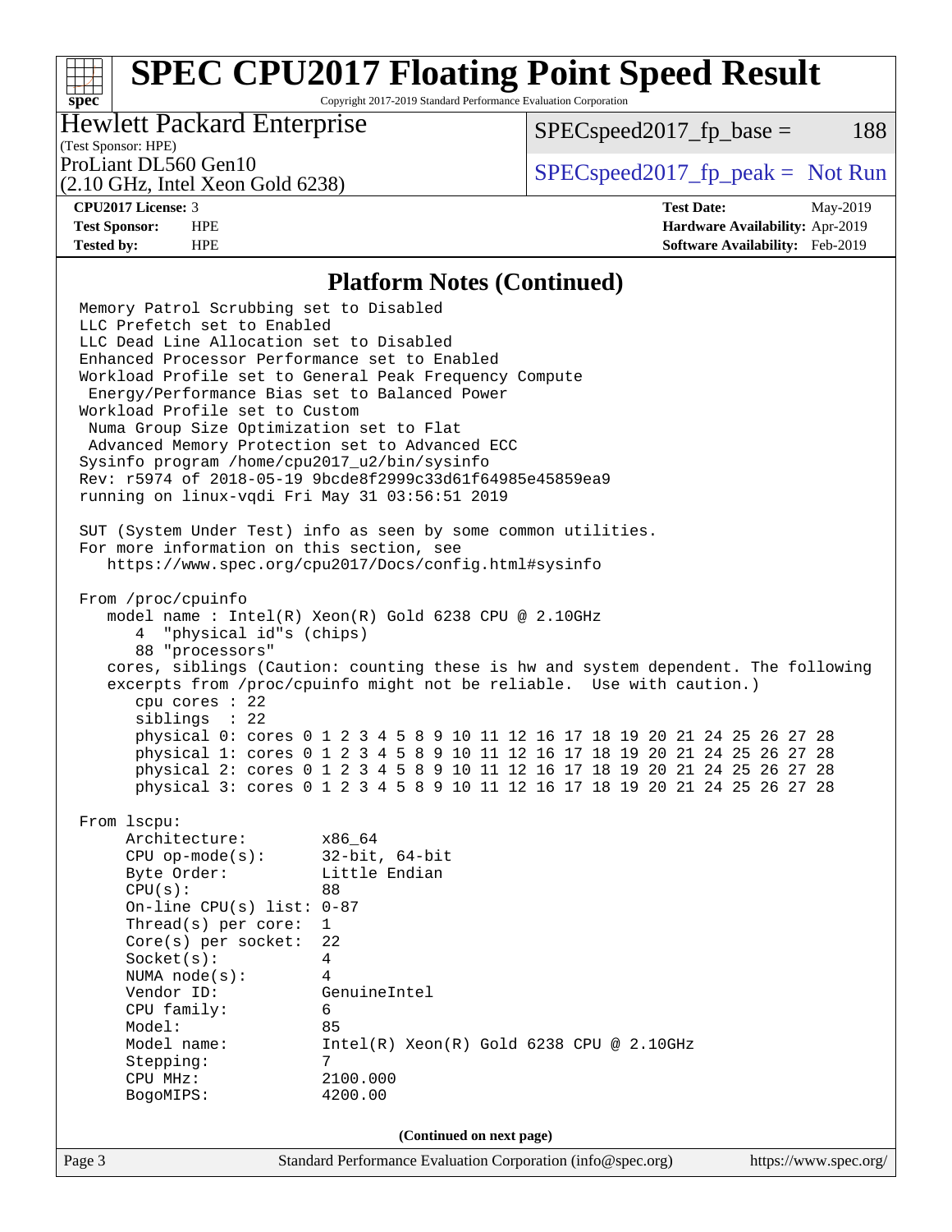# SPEC CPU2017 Floating Point Speed Result

Copyright 2017-2019 Standard Performance Evaluation Corporation

**Hewlett Packard Enterprise**
(Test Sponsor: HPE)
ProLiant DL560 Gen10
(2.10 GHz, Intel Xeon Gold 6238)

SPECspeed2017_fp_base = 188
SPECspeed2017_fp_peak = Not Run

**CPU2017 License:** 3
**Test Sponsor:** HPE
**Tested by:** HPE

**Test Date:** May-2019
**Hardware Availability:** Apr-2019
**Software Availability:** Feb-2019

## Platform Notes (Continued)

```
Memory Patrol Scrubbing set to Disabled
LLC Prefetch set to Enabled
LLC Dead Line Allocation set to Disabled
Enhanced Processor Performance set to Enabled
Workload Profile set to General Peak Frequency Compute
 Energy/Performance Bias set to Balanced Power
Workload Profile set to Custom
 Numa Group Size Optimization set to Flat
 Advanced Memory Protection set to Advanced ECC
Sysinfo program /home/cpu2017_u2/bin/sysinfo
Rev: r5974 of 2018-05-19 9bcde8f2999c33d61f64985e45859ea9
running on linux-vqdi Fri May 31 03:56:51 2019

SUT (System Under Test) info as seen by some common utilities.
For more information on this section, see
   https://www.spec.org/cpu2017/Docs/config.html#sysinfo

From /proc/cpuinfo
   model name : Intel(R) Xeon(R) Gold 6238 CPU @ 2.10GHz
      4  "physical id"s (chips)
      88 "processors"
   cores, siblings (Caution: counting these is hw and system dependent. The following
   excerpts from /proc/cpuinfo might not be reliable.  Use with caution.)
      cpu cores : 22
      siblings  : 22
      physical 0: cores 0 1 2 3 4 5 8 9 10 11 12 16 17 18 19 20 21 24 25 26 27 28
      physical 1: cores 0 1 2 3 4 5 8 9 10 11 12 16 17 18 19 20 21 24 25 26 27 28
      physical 2: cores 0 1 2 3 4 5 8 9 10 11 12 16 17 18 19 20 21 24 25 26 27 28
      physical 3: cores 0 1 2 3 4 5 8 9 10 11 12 16 17 18 19 20 21 24 25 26 27 28

From lscpu:
     Architecture:          x86_64
     CPU op-mode(s):        32-bit, 64-bit
     Byte Order:            Little Endian
     CPU(s):                88
     On-line CPU(s) list: 0-87
     Thread(s) per core:    1
     Core(s) per socket:    22
     Socket(s):             4
     NUMA node(s):          4
     Vendor ID:             GenuineIntel
     CPU family:            6
     Model:                 85
     Model name:            Intel(R) Xeon(R) Gold 6238 CPU @ 2.10GHz
     Stepping:              7
     CPU MHz:               2100.000
     BogoMIPS:              4200.00
```

**(Continued on next page)**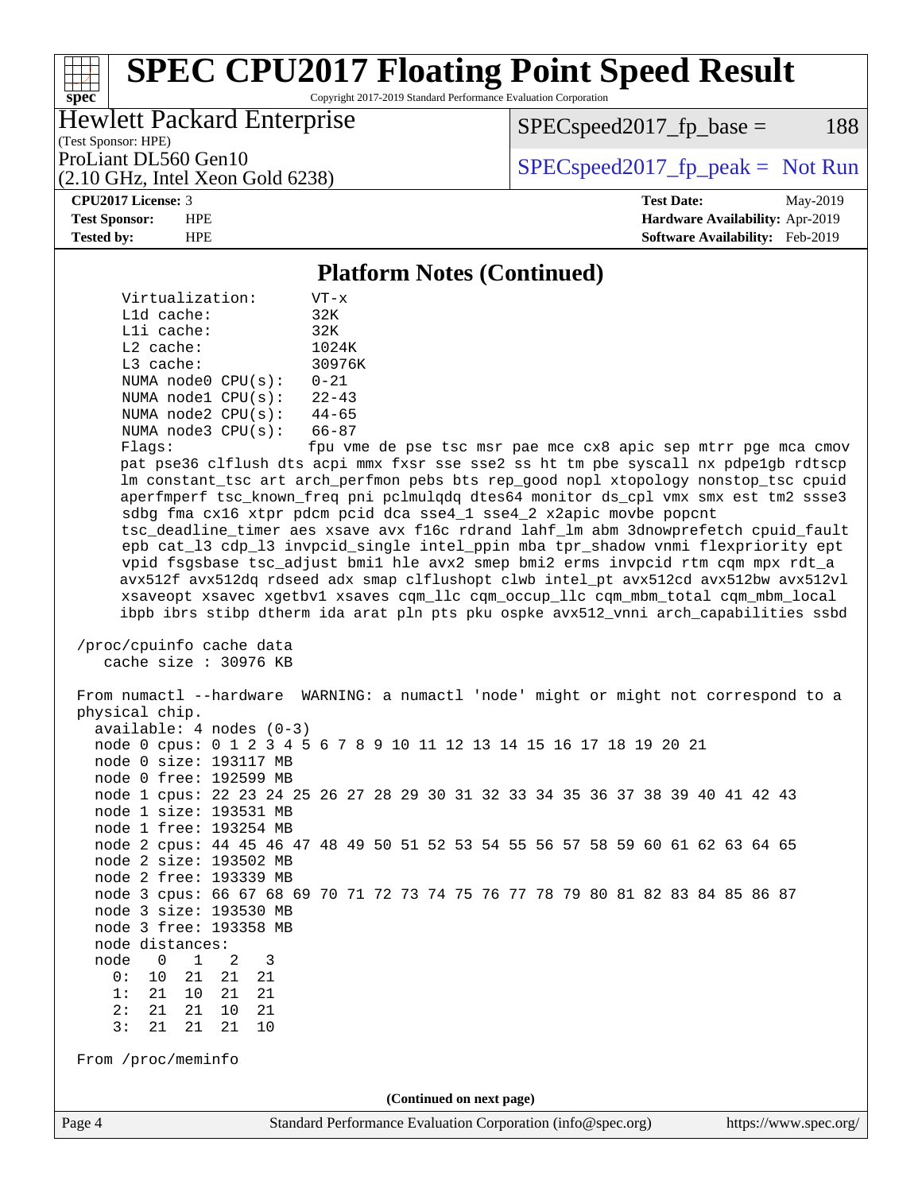## Platform Notes (Continued)

```
     Virtualization:      VT-x
     L1d cache:           32K
     L1i cache:           32K
     L2 cache:            1024K
     L3 cache:            30976K
     NUMA node0 CPU(s):   0-21
     NUMA node1 CPU(s):   22-43
     NUMA node2 CPU(s):   44-65
     NUMA node3 CPU(s):   66-87
     Flags:               fpu vme de pse tsc msr pae mce cx8 apic sep mtrr pge mca cmov
     pat pse36 clflush dts acpi mmx fxsr sse sse2 ss ht tm pbe syscall nx pdpe1gb rdtscp
     lm constant_tsc art arch_perfmon pebs bts rep_good nopl xtopology nonstop_tsc cpuid
     aperfmperf tsc_known_freq pni pclmulqdq dtes64 monitor ds_cpl vmx smx est tm2 ssse3
     sdbg fma cx16 xtpr pdcm pcid dca sse4_1 sse4_2 x2apic movbe popcnt
     tsc_deadline_timer aes xsave avx f16c rdrand lahf_lm abm 3dnowprefetch cpuid_fault
     epb cat_l3 cdp_l3 invpcid_single intel_ppin mba tpr_shadow vnmi flexpriority ept
     vpid fsgsbase tsc_adjust bmi1 hle avx2 smep bmi2 erms invpcid rtm cqm mpx rdt_a
     avx512f avx512dq rdseed adx smap clflushopt clwb intel_pt avx512cd avx512bw avx512vl
     xsaveopt xsavec xgetbv1 xsaves cqm_llc cqm_occup_llc cqm_mbm_total cqm_mbm_local
     ibpb ibrs stibp dtherm ida arat pln pts pku ospke avx512_vnni arch_capabilities ssbd

 /proc/cpuinfo cache data
    cache size : 30976 KB

 From numactl --hardware  WARNING: a numactl 'node' might or might not correspond to a
 physical chip.
   available: 4 nodes (0-3)
   node 0 cpus: 0 1 2 3 4 5 6 7 8 9 10 11 12 13 14 15 16 17 18 19 20 21
   node 0 size: 193117 MB
   node 0 free: 192599 MB
   node 1 cpus: 22 23 24 25 26 27 28 29 30 31 32 33 34 35 36 37 38 39 40 41 42 43
   node 1 size: 193531 MB
   node 1 free: 193254 MB
   node 2 cpus: 44 45 46 47 48 49 50 51 52 53 54 55 56 57 58 59 60 61 62 63 64 65
   node 2 size: 193502 MB
   node 2 free: 193339 MB
   node 3 cpus: 66 67 68 69 70 71 72 73 74 75 76 77 78 79 80 81 82 83 84 85 86 87
   node 3 size: 193530 MB
   node 3 free: 193358 MB
   node distances:
   node   0   1   2   3
     0:  10  21  21  21
     1:  21  10  21  21
     2:  21  21  10  21
     3:  21  21  21  10

 From /proc/meminfo
```

(Continued on next page)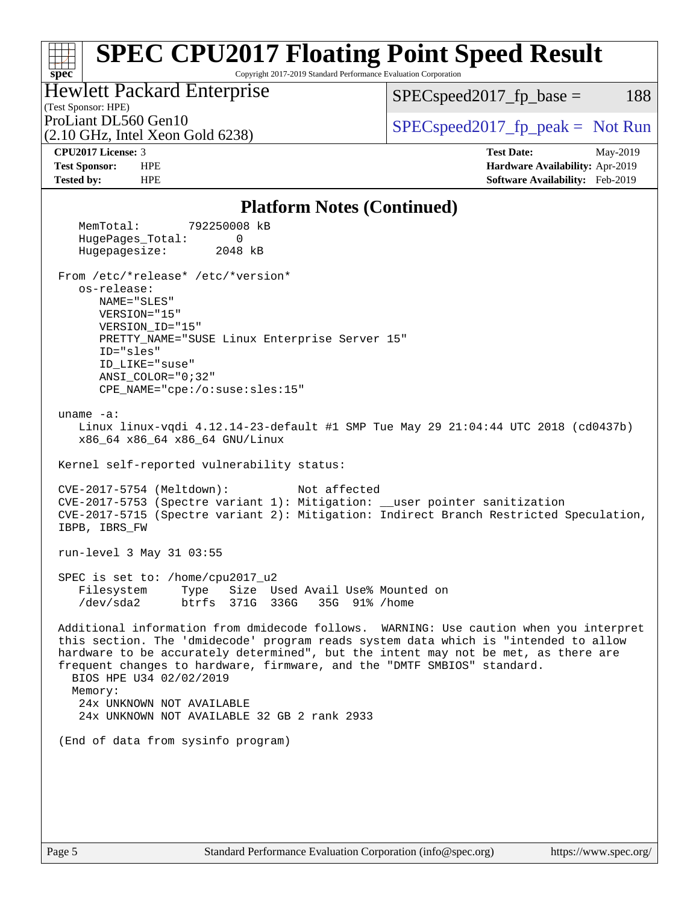# SPEC CPU2017 Floating Point Speed Result

Copyright 2017-2019 Standard Performance Evaluation Corporation

Hewlett Packard Enterprise
(Test Sponsor: HPE)

ProLiant DL560 Gen10
(2.10 GHz, Intel Xeon Gold 6238)

SPECspeed2017_fp_base = 188

SPECspeed2017_fp_peak = Not Run

**CPU2017 License:** 3
**Test Sponsor:** HPE
**Tested by:** HPE

**Test Date:** May-2019
**Hardware Availability:** Apr-2019
**Software Availability:** Feb-2019

## Platform Notes (Continued)

```
   MemTotal:       792250008 kB
   HugePages_Total:       0
   Hugepagesize:       2048 kB

From /etc/*release* /etc/*version*
   os-release:
      NAME="SLES"
      VERSION="15"
      VERSION_ID="15"
      PRETTY_NAME="SUSE Linux Enterprise Server 15"
      ID="sles"
      ID_LIKE="suse"
      ANSI_COLOR="0;32"
      CPE_NAME="cpe:/o:suse:sles:15"

uname -a:
   Linux linux-vqdi 4.12.14-23-default #1 SMP Tue May 29 21:04:44 UTC 2018 (cd0437b)
   x86_64 x86_64 x86_64 GNU/Linux

Kernel self-reported vulnerability status:

CVE-2017-5754 (Meltdown):          Not affected
CVE-2017-5753 (Spectre variant 1): Mitigation: __user pointer sanitization
CVE-2017-5715 (Spectre variant 2): Mitigation: Indirect Branch Restricted Speculation,
IBPB, IBRS_FW

run-level 3 May 31 03:55

SPEC is set to: /home/cpu2017_u2
   Filesystem     Type   Size  Used Avail Use% Mounted on
   /dev/sda2      btrfs  371G  336G   35G  91% /home

Additional information from dmidecode follows.  WARNING: Use caution when you interpret
this section. The 'dmidecode' program reads system data which is "intended to allow
hardware to be accurately determined", but the intent may not be met, as there are
frequent changes to hardware, firmware, and the "DMTF SMBIOS" standard.
  BIOS HPE U34 02/02/2019
  Memory:
   24x UNKNOWN NOT AVAILABLE
   24x UNKNOWN NOT AVAILABLE 32 GB 2 rank 2933

(End of data from sysinfo program)
```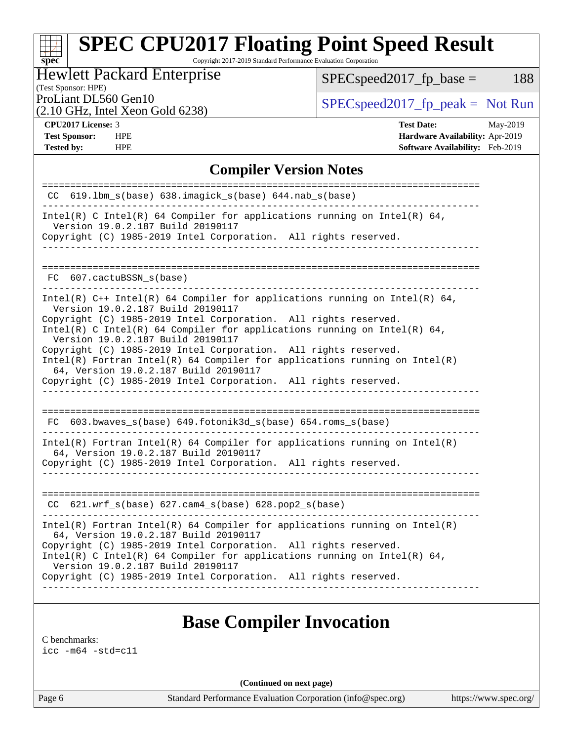# SPEC CPU2017 Floating Point Speed Result

Copyright 2017-2019 Standard Performance Evaluation Corporation

**Hewlett Packard Enterprise**
(Test Sponsor: HPE)
ProLiant DL560 Gen10
(2.10 GHz, Intel Xeon Gold 6238)

SPECspeed2017_fp_base = 188

SPECspeed2017_fp_peak = Not Run

**CPU2017 License:** 3
**Test Sponsor:** HPE
**Tested by:** HPE

**Test Date:** May-2019
**Hardware Availability:** Apr-2019
**Software Availability:** Feb-2019

## Compiler Version Notes

```
==============================================================================
 CC  619.lbm_s(base) 638.imagick_s(base) 644.nab_s(base)
------------------------------------------------------------------------------
Intel(R) C Intel(R) 64 Compiler for applications running on Intel(R) 64,
  Version 19.0.2.187 Build 20190117
Copyright (C) 1985-2019 Intel Corporation.  All rights reserved.
------------------------------------------------------------------------------

==============================================================================
 FC  607.cactuBSSN_s(base)
------------------------------------------------------------------------------
Intel(R) C++ Intel(R) 64 Compiler for applications running on Intel(R) 64,
  Version 19.0.2.187 Build 20190117
Copyright (C) 1985-2019 Intel Corporation.  All rights reserved.
Intel(R) C Intel(R) 64 Compiler for applications running on Intel(R) 64,
  Version 19.0.2.187 Build 20190117
Copyright (C) 1985-2019 Intel Corporation.  All rights reserved.
Intel(R) Fortran Intel(R) 64 Compiler for applications running on Intel(R)
  64, Version 19.0.2.187 Build 20190117
Copyright (C) 1985-2019 Intel Corporation.  All rights reserved.
------------------------------------------------------------------------------

==============================================================================
 FC  603.bwaves_s(base) 649.fotonik3d_s(base) 654.roms_s(base)
------------------------------------------------------------------------------
Intel(R) Fortran Intel(R) 64 Compiler for applications running on Intel(R)
  64, Version 19.0.2.187 Build 20190117
Copyright (C) 1985-2019 Intel Corporation.  All rights reserved.
------------------------------------------------------------------------------

==============================================================================
 CC  621.wrf_s(base) 627.cam4_s(base) 628.pop2_s(base)
------------------------------------------------------------------------------
Intel(R) Fortran Intel(R) 64 Compiler for applications running on Intel(R)
  64, Version 19.0.2.187 Build 20190117
Copyright (C) 1985-2019 Intel Corporation.  All rights reserved.
Intel(R) C Intel(R) 64 Compiler for applications running on Intel(R) 64,
  Version 19.0.2.187 Build 20190117
Copyright (C) 1985-2019 Intel Corporation.  All rights reserved.
------------------------------------------------------------------------------
```

## Base Compiler Invocation

C benchmarks:
icc -m64 -std=c11

**(Continued on next page)**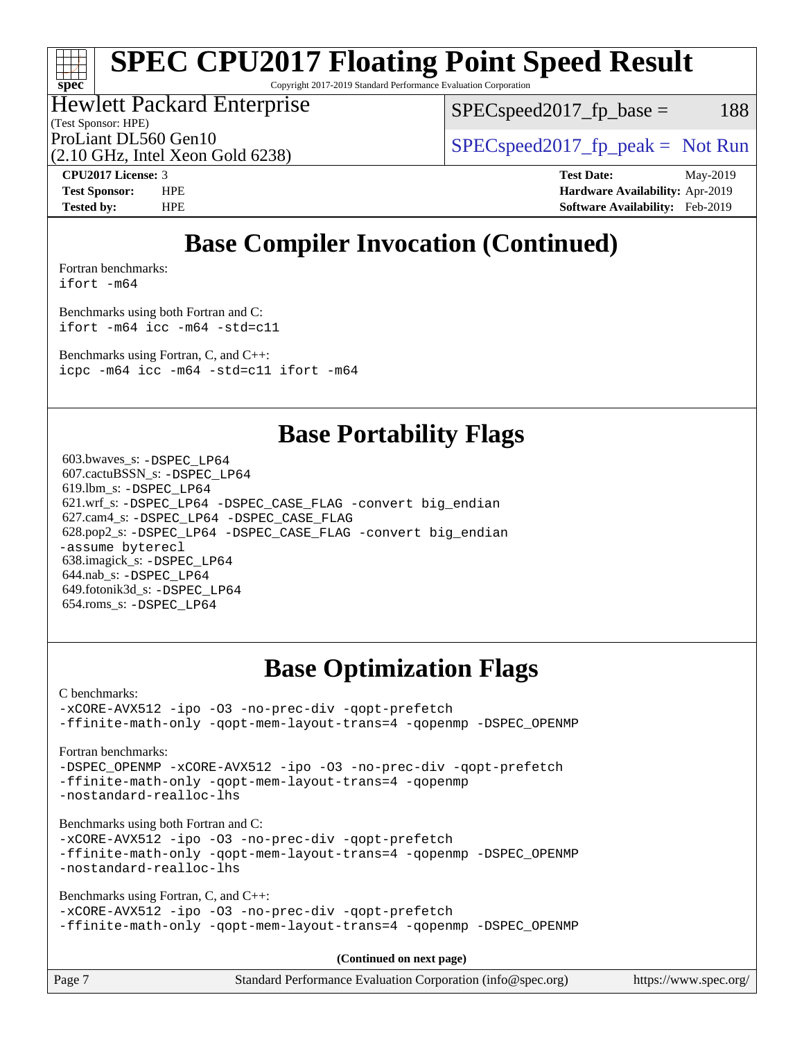# Base Compiler Invocation (Continued)

Fortran benchmarks:
```
ifort -m64
```

Benchmarks using both Fortran and C:
```
ifort -m64 icc -m64 -std=c11
```

Benchmarks using Fortran, C, and C++:
```
icpc -m64 icc -m64 -std=c11 ifort -m64
```

# Base Portability Flags

603.bwaves_s: `-DSPEC_LP64`
607.cactuBSSN_s: `-DSPEC_LP64`
619.lbm_s: `-DSPEC_LP64`
621.wrf_s: `-DSPEC_LP64 -DSPEC_CASE_FLAG -convert big_endian`
627.cam4_s: `-DSPEC_LP64 -DSPEC_CASE_FLAG`
628.pop2_s: `-DSPEC_LP64 -DSPEC_CASE_FLAG -convert big_endian -assume byterecl`
638.imagick_s: `-DSPEC_LP64`
644.nab_s: `-DSPEC_LP64`
649.fotonik3d_s: `-DSPEC_LP64`
654.roms_s: `-DSPEC_LP64`

# Base Optimization Flags

C benchmarks:
```
-xCORE-AVX512 -ipo -O3 -no-prec-div -qopt-prefetch
-ffinite-math-only -qopt-mem-layout-trans=4 -qopenmp -DSPEC_OPENMP
```

Fortran benchmarks:
```
-DSPEC_OPENMP -xCORE-AVX512 -ipo -O3 -no-prec-div -qopt-prefetch
-ffinite-math-only -qopt-mem-layout-trans=4 -qopenmp
-nostandard-realloc-lhs
```

Benchmarks using both Fortran and C:
```
-xCORE-AVX512 -ipo -O3 -no-prec-div -qopt-prefetch
-ffinite-math-only -qopt-mem-layout-trans=4 -qopenmp -DSPEC_OPENMP
-nostandard-realloc-lhs
```

Benchmarks using Fortran, C, and C++:
```
-xCORE-AVX512 -ipo -O3 -no-prec-div -qopt-prefetch
-ffinite-math-only -qopt-mem-layout-trans=4 -qopenmp -DSPEC_OPENMP
```

**(Continued on next page)**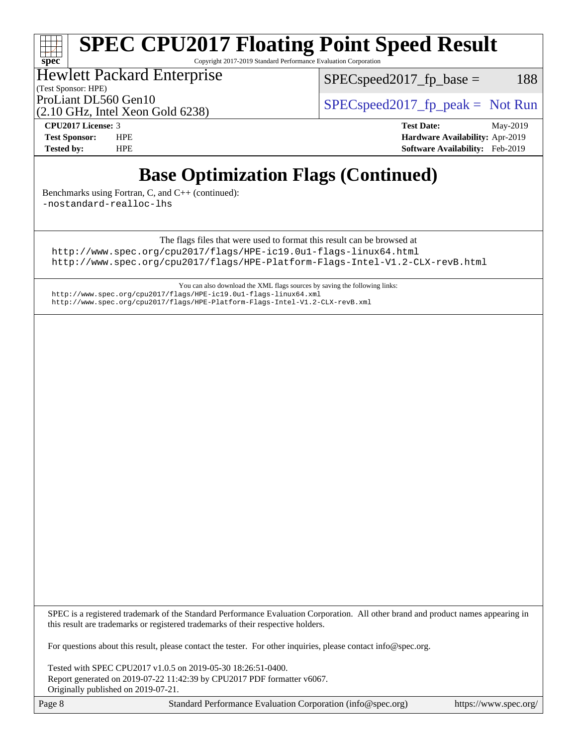# SPEC CPU2017 Floating Point Speed Result

Copyright 2017-2019 Standard Performance Evaluation Corporation

Hewlett Packard Enterprise
(Test Sponsor: HPE)
ProLiant DL560 Gen10
(2.10 GHz, Intel Xeon Gold 6238)

SPECspeed2017_fp_base = 188

SPECspeed2017_fp_peak = Not Run

**CPU2017 License:** 3
**Test Sponsor:** HPE
**Tested by:** HPE

**Test Date:** May-2019
**Hardware Availability:** Apr-2019
**Software Availability:** Feb-2019

## Base Optimization Flags (Continued)

Benchmarks using Fortran, C, and C++ (continued):
-nostandard-realloc-lhs

The flags files that were used to format this result can be browsed at
http://www.spec.org/cpu2017/flags/HPE-ic19.0u1-flags-linux64.html
http://www.spec.org/cpu2017/flags/HPE-Platform-Flags-Intel-V1.2-CLX-revB.html

You can also download the XML flags sources by saving the following links:
http://www.spec.org/cpu2017/flags/HPE-ic19.0u1-flags-linux64.xml
http://www.spec.org/cpu2017/flags/HPE-Platform-Flags-Intel-V1.2-CLX-revB.xml

SPEC is a registered trademark of the Standard Performance Evaluation Corporation. All other brand and product names appearing in this result are trademarks or registered trademarks of their respective holders.

For questions about this result, please contact the tester. For other inquiries, please contact info@spec.org.

Tested with SPEC CPU2017 v1.0.5 on 2019-05-30 18:26:51-0400.
Report generated on 2019-07-22 11:42:39 by CPU2017 PDF formatter v6067.
Originally published on 2019-07-21.